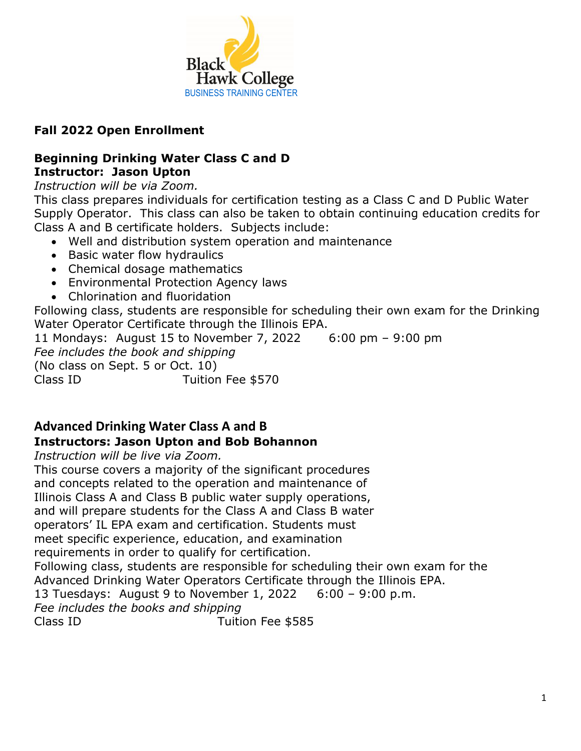Black Hawk College
BUSINESS TRAINING CENTER

## Fall 2022 Open Enrollment

### Beginning Drinking Water Class C and D
**Instructor: Jason Upton**

*Instruction will be via Zoom.*

This class prepares individuals for certification testing as a Class C and D Public Water Supply Operator. This class can also be taken to obtain continuing education credits for Class A and B certificate holders. Subjects include:

- Well and distribution system operation and maintenance
- Basic water flow hydraulics
- Chemical dosage mathematics
- Environmental Protection Agency laws
- Chlorination and fluoridation

Following class, students are responsible for scheduling their own exam for the Drinking Water Operator Certificate through the Illinois EPA.

11 Mondays: August 15 to November 7, 2022 6:00 pm – 9:00 pm

*Fee includes the book and shipping*

(No class on Sept. 5 or Oct. 10)

Class ID Tuition Fee $570

### Advanced Drinking Water Class A and B
**Instructors: Jason Upton and Bob Bohannon**

*Instruction will be live via Zoom.*

This course covers a majority of the significant procedures and concepts related to the operation and maintenance of Illinois Class A and Class B public water supply operations, and will prepare students for the Class A and Class B water operators' IL EPA exam and certification. Students must meet specific experience, education, and examination requirements in order to qualify for certification.

Following class, students are responsible for scheduling their own exam for the Advanced Drinking Water Operators Certificate through the Illinois EPA.

13 Tuesdays: August 9 to November 1, 2022 6:00 – 9:00 p.m.

*Fee includes the books and shipping*

Class ID Tuition Fee $585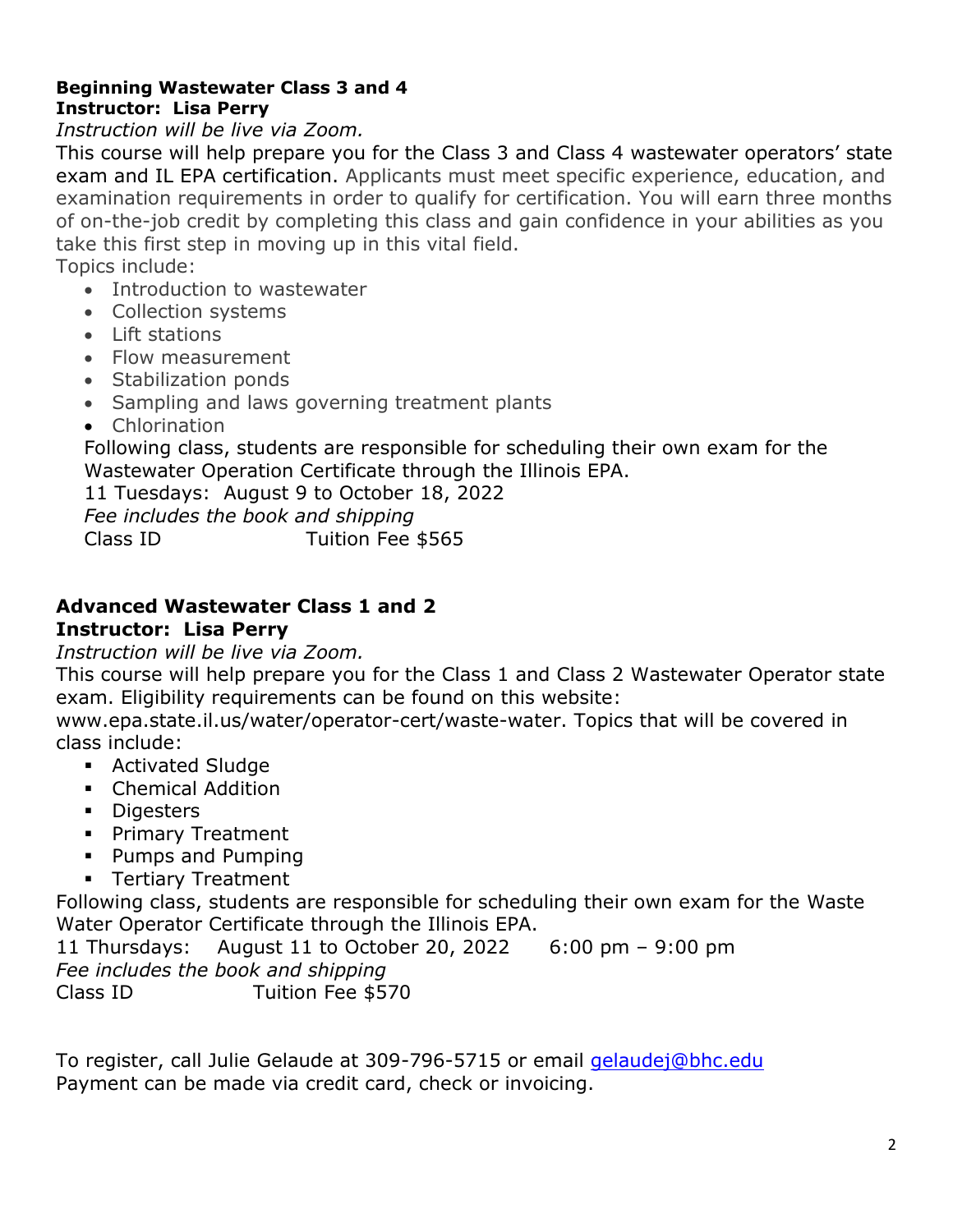**Beginning Wastewater Class 3 and 4**
**Instructor: Lisa Perry**
*Instruction will be live via Zoom.*
This course will help prepare you for the Class 3 and Class 4 wastewater operators' state exam and IL EPA certification. Applicants must meet specific experience, education, and examination requirements in order to qualify for certification. You will earn three months of on-the-job credit by completing this class and gain confidence in your abilities as you take this first step in moving up in this vital field.
Topics include:

- Introduction to wastewater
- Collection systems
- Lift stations
- Flow measurement
- Stabilization ponds
- Sampling and laws governing treatment plants
- Chlorination

Following class, students are responsible for scheduling their own exam for the Wastewater Operation Certificate through the Illinois EPA.
11 Tuesdays: August 9 to October 18, 2022
*Fee includes the book and shipping*
Class ID Tuition Fee $565

**Advanced Wastewater Class 1 and 2**
**Instructor: Lisa Perry**
*Instruction will be live via Zoom.*
This course will help prepare you for the Class 1 and Class 2 Wastewater Operator state exam. Eligibility requirements can be found on this website: www.epa.state.il.us/water/operator-cert/waste-water. Topics that will be covered in class include:

- Activated Sludge
- Chemical Addition
- Digesters
- Primary Treatment
- Pumps and Pumping
- Tertiary Treatment

Following class, students are responsible for scheduling their own exam for the Waste Water Operator Certificate through the Illinois EPA.
11 Thursdays: August 11 to October 20, 2022 6:00 pm – 9:00 pm
*Fee includes the book and shipping*
Class ID Tuition Fee $570

To register, call Julie Gelaude at 309-796-5715 or email gelaudej@bhc.edu
Payment can be made via credit card, check or invoicing.